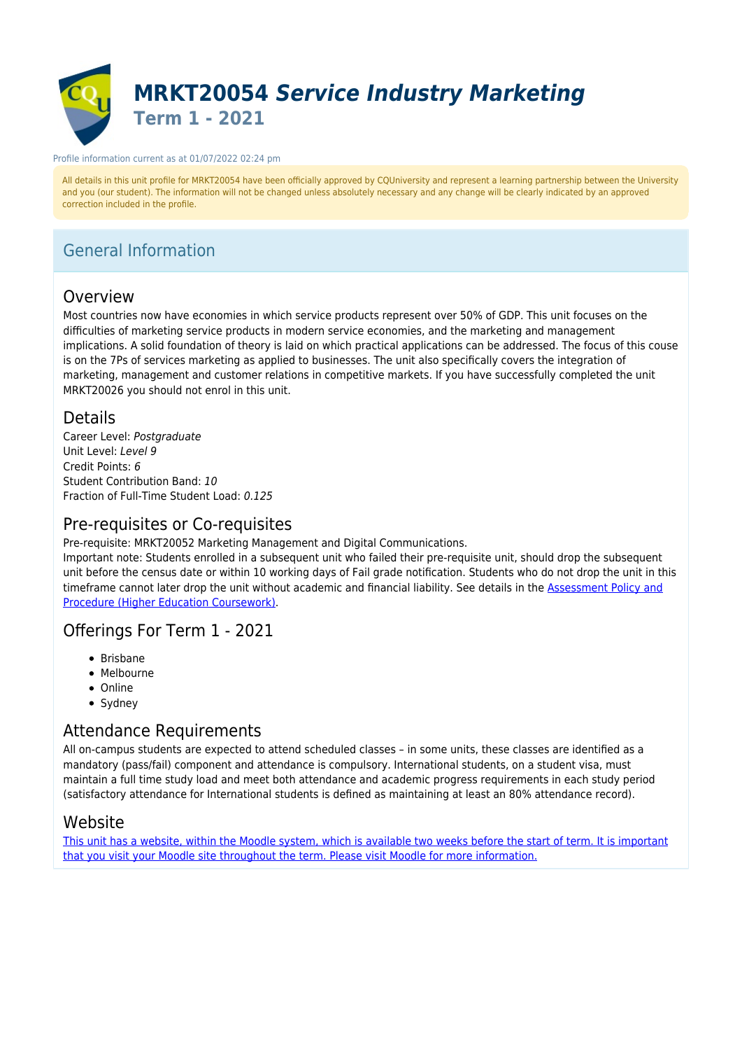# MRKT20054 *Service Industry Marketing*
## Term 1 - 2021

Profile information current as at 01/07/2022 02:24 pm

All details in this unit profile for MRKT20054 have been officially approved by CQUniversity and represent a learning partnership between the University and you (our student). The information will not be changed unless absolutely necessary and any change will be clearly indicated by an approved correction included in the profile.

## General Information

### Overview

Most countries now have economies in which service products represent over 50% of GDP. This unit focuses on the difficulties of marketing service products in modern service economies, and the marketing and management implications. A solid foundation of theory is laid on which practical applications can be addressed. The focus of this couse is on the 7Ps of services marketing as applied to businesses. The unit also specifically covers the integration of marketing, management and customer relations in competitive markets. If you have successfully completed the unit MRKT20026 you should not enrol in this unit.

### Details

Career Level: *Postgraduate*
Unit Level: *Level 9*
Credit Points: *6*
Student Contribution Band: *10*
Fraction of Full-Time Student Load: *0.125*

### Pre-requisites or Co-requisites

Pre-requisite: MRKT20052 Marketing Management and Digital Communications.
Important note: Students enrolled in a subsequent unit who failed their pre-requisite unit, should drop the subsequent unit before the census date or within 10 working days of Fail grade notification. Students who do not drop the unit in this timeframe cannot later drop the unit without academic and financial liability. See details in the [Assessment Policy and Procedure (Higher Education Coursework)].

### Offerings For Term 1 - 2021

- Brisbane
- Melbourne
- Online
- Sydney

### Attendance Requirements

All on-campus students are expected to attend scheduled classes – in some units, these classes are identified as a mandatory (pass/fail) component and attendance is compulsory. International students, on a student visa, must maintain a full time study load and meet both attendance and academic progress requirements in each study period (satisfactory attendance for International students is defined as maintaining at least an 80% attendance record).

### Website

[This unit has a website, within the Moodle system, which is available two weeks before the start of term. It is important that you visit your Moodle site throughout the term. Please visit Moodle for more information.]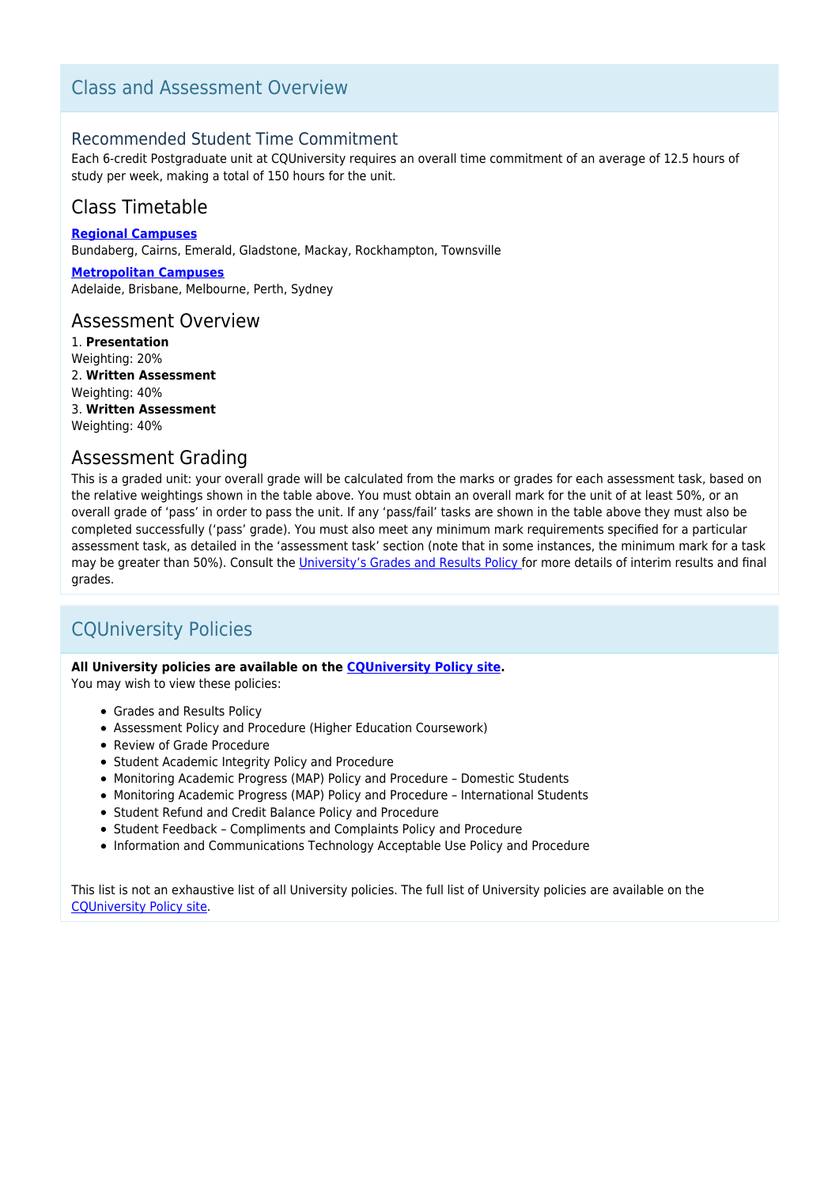## Class and Assessment Overview

### Recommended Student Time Commitment

Each 6-credit Postgraduate unit at CQUniversity requires an overall time commitment of an average of 12.5 hours of study per week, making a total of 150 hours for the unit.

### Class Timetable

**Regional Campuses**
Bundaberg, Cairns, Emerald, Gladstone, Mackay, Rockhampton, Townsville

**Metropolitan Campuses**
Adelaide, Brisbane, Melbourne, Perth, Sydney

### Assessment Overview

1. **Presentation**
Weighting: 20%
2. **Written Assessment**
Weighting: 40%
3. **Written Assessment**
Weighting: 40%

### Assessment Grading

This is a graded unit: your overall grade will be calculated from the marks or grades for each assessment task, based on the relative weightings shown in the table above. You must obtain an overall mark for the unit of at least 50%, or an overall grade of 'pass' in order to pass the unit. If any 'pass/fail' tasks are shown in the table above they must also be completed successfully ('pass' grade). You must also meet any minimum mark requirements specified for a particular assessment task, as detailed in the 'assessment task' section (note that in some instances, the minimum mark for a task may be greater than 50%). Consult the University's Grades and Results Policy for more details of interim results and final grades.

## CQUniversity Policies

**All University policies are available on the CQUniversity Policy site.**
You may wish to view these policies:

- Grades and Results Policy
- Assessment Policy and Procedure (Higher Education Coursework)
- Review of Grade Procedure
- Student Academic Integrity Policy and Procedure
- Monitoring Academic Progress (MAP) Policy and Procedure – Domestic Students
- Monitoring Academic Progress (MAP) Policy and Procedure – International Students
- Student Refund and Credit Balance Policy and Procedure
- Student Feedback – Compliments and Complaints Policy and Procedure
- Information and Communications Technology Acceptable Use Policy and Procedure

This list is not an exhaustive list of all University policies. The full list of University policies are available on the CQUniversity Policy site.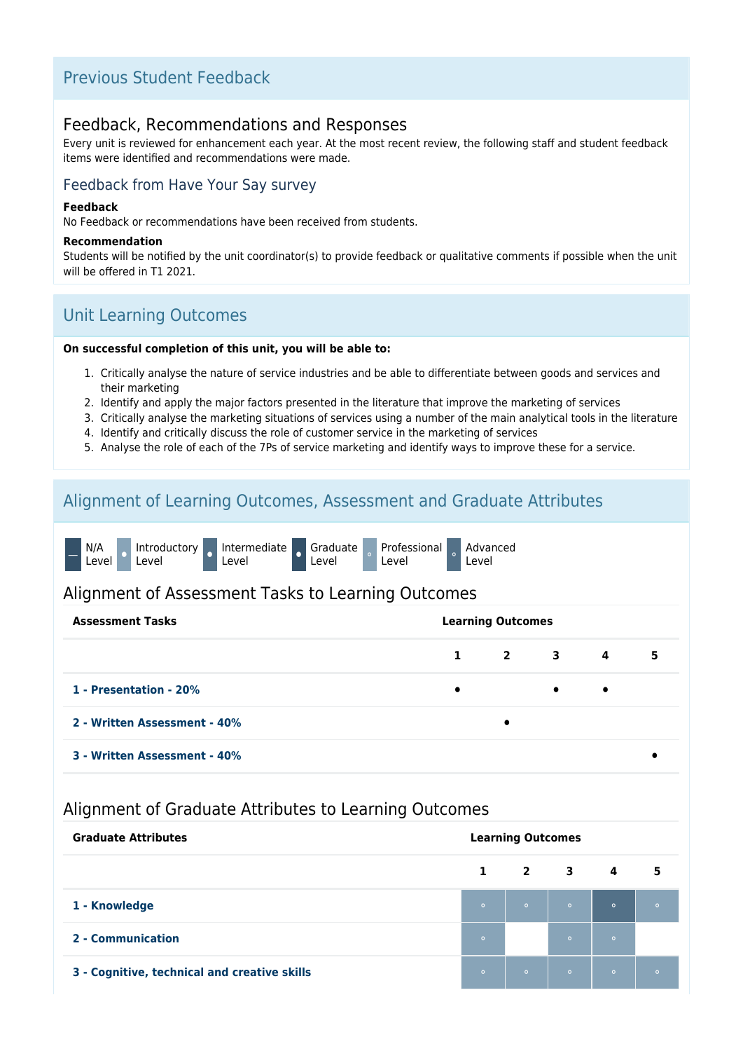## Previous Student Feedback

### Feedback, Recommendations and Responses

Every unit is reviewed for enhancement each year. At the most recent review, the following staff and student feedback items were identified and recommendations were made.

#### Feedback from Have Your Say survey

**Feedback**

No Feedback or recommendations have been received from students.

**Recommendation**

Students will be notified by the unit coordinator(s) to provide feedback or qualitative comments if possible when the unit will be offered in T1 2021.

## Unit Learning Outcomes

**On successful completion of this unit, you will be able to:**

1. Critically analyse the nature of service industries and be able to differentiate between goods and services and their marketing
2. Identify and apply the major factors presented in the literature that improve the marketing of services
3. Critically analyse the marketing situations of services using a number of the main analytical tools in the literature
4. Identify and critically discuss the role of customer service in the marketing of services
5. Analyse the role of each of the 7Ps of service marketing and identify ways to improve these for a service.

## Alignment of Learning Outcomes, Assessment and Graduate Attributes

— N/A Level | • Introductory Level | • Intermediate Level | • Graduate Level | ◦ Professional Level | ◦ Advanced Level

### Alignment of Assessment Tasks to Learning Outcomes

| Assessment Tasks | Learning Outcomes | | | | |
|---|---|---|---|---|---|
| | 1 | 2 | 3 | 4 | 5 |
| 1 - Presentation - 20% | • | | • | • | |
| 2 - Written Assessment - 40% | | • | | | |
| 3 - Written Assessment - 40% | | | | | • |

### Alignment of Graduate Attributes to Learning Outcomes

| Graduate Attributes | Learning Outcomes | | | | |
|---|---|---|---|---|---|
| | 1 | 2 | 3 | 4 | 5 |
| 1 - Knowledge | ◦ | ◦ | ◦ | ◦ | ◦ |
| 2 - Communication | ◦ | | ◦ | ◦ | |
| 3 - Cognitive, technical and creative skills | ◦ | ◦ | ◦ | ◦ | ◦ |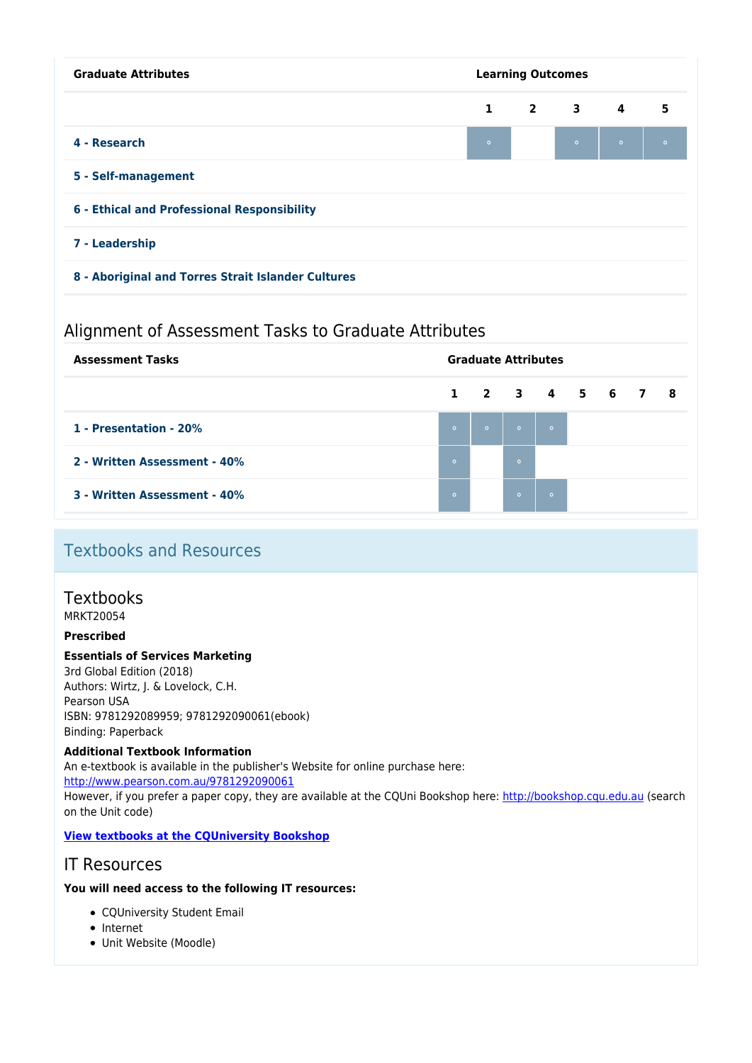| Graduate Attributes | Learning Outcomes | | | | |
|---|---|---|---|---|---|
| | 1 | 2 | 3 | 4 | 5 |
| 4 - Research | ◦ | | ◦ | ◦ | ◦ |
| 5 - Self-management | | | | | |
| 6 - Ethical and Professional Responsibility | | | | | |
| 7 - Leadership | | | | | |
| 8 - Aboriginal and Torres Strait Islander Cultures | | | | | |

## Alignment of Assessment Tasks to Graduate Attributes

| Assessment Tasks | Graduate Attributes | | | | | | | |
|---|---|---|---|---|---|---|---|---|
| | 1 | 2 | 3 | 4 | 5 | 6 | 7 | 8 |
| 1 - Presentation - 20% | ◦ | ◦ | ◦ | ◦ | | | | |
| 2 - Written Assessment - 40% | ◦ | | ◦ | | | | | |
| 3 - Written Assessment - 40% | ◦ | | ◦ | ◦ | | | | |

# Textbooks and Resources

## Textbooks

MRKT20054

**Prescribed**

**Essentials of Services Marketing**

3rd Global Edition (2018)
Authors: Wirtz, J. & Lovelock, C.H.
Pearson USA
ISBN: 9781292089959; 9781292090061(ebook)
Binding: Paperback

**Additional Textbook Information**

An e-textbook is available in the publisher's Website for online purchase here: http://www.pearson.com.au/9781292090061
However, if you prefer a paper copy, they are available at the CQUni Bookshop here: http://bookshop.cqu.edu.au (search on the Unit code)

**View textbooks at the CQUniversity Bookshop**

## IT Resources

**You will need access to the following IT resources:**

- CQUniversity Student Email
- Internet
- Unit Website (Moodle)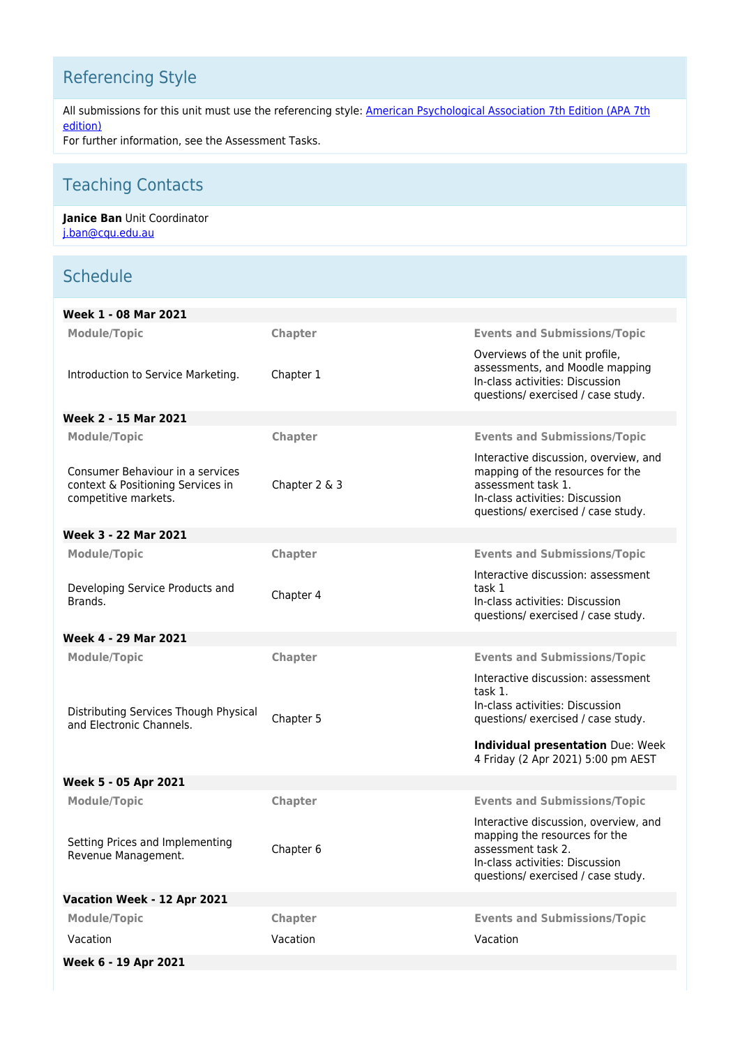## Referencing Style

All submissions for this unit must use the referencing style: [American Psychological Association 7th Edition (APA 7th edition)]
For further information, see the Assessment Tasks.

## Teaching Contacts

**Janice Ban** Unit Coordinator
j.ban@cqu.edu.au

## Schedule

### Week 1 - 08 Mar 2021

| Module/Topic | Chapter | Events and Submissions/Topic |
|---|---|---|
| Introduction to Service Marketing. | Chapter 1 | Overviews of the unit profile, assessments, and Moodle mapping<br>In-class activities: Discussion questions/ exercised / case study. |

### Week 2 - 15 Mar 2021

| Module/Topic | Chapter | Events and Submissions/Topic |
|---|---|---|
| Consumer Behaviour in a services context & Positioning Services in competitive markets. | Chapter 2 & 3 | Interactive discussion, overview, and mapping of the resources for the assessment task 1.<br>In-class activities: Discussion questions/ exercised / case study. |

### Week 3 - 22 Mar 2021

| Module/Topic | Chapter | Events and Submissions/Topic |
|---|---|---|
| Developing Service Products and Brands. | Chapter 4 | Interactive discussion: assessment task 1<br>In-class activities: Discussion questions/ exercised / case study. |

### Week 4 - 29 Mar 2021

| Module/Topic | Chapter | Events and Submissions/Topic |
|---|---|---|
| Distributing Services Though Physical and Electronic Channels. | Chapter 5 | Interactive discussion: assessment task 1.<br>In-class activities: Discussion questions/ exercised / case study.<br><br>**Individual presentation** Due: Week 4 Friday (2 Apr 2021) 5:00 pm AEST |

### Week 5 - 05 Apr 2021

| Module/Topic | Chapter | Events and Submissions/Topic |
|---|---|---|
| Setting Prices and Implementing Revenue Management. | Chapter 6 | Interactive discussion, overview, and mapping the resources for the assessment task 2.<br>In-class activities: Discussion questions/ exercised / case study. |

### Vacation Week - 12 Apr 2021

| Module/Topic | Chapter | Events and Submissions/Topic |
|---|---|---|
| Vacation | Vacation | Vacation |

### Week 6 - 19 Apr 2021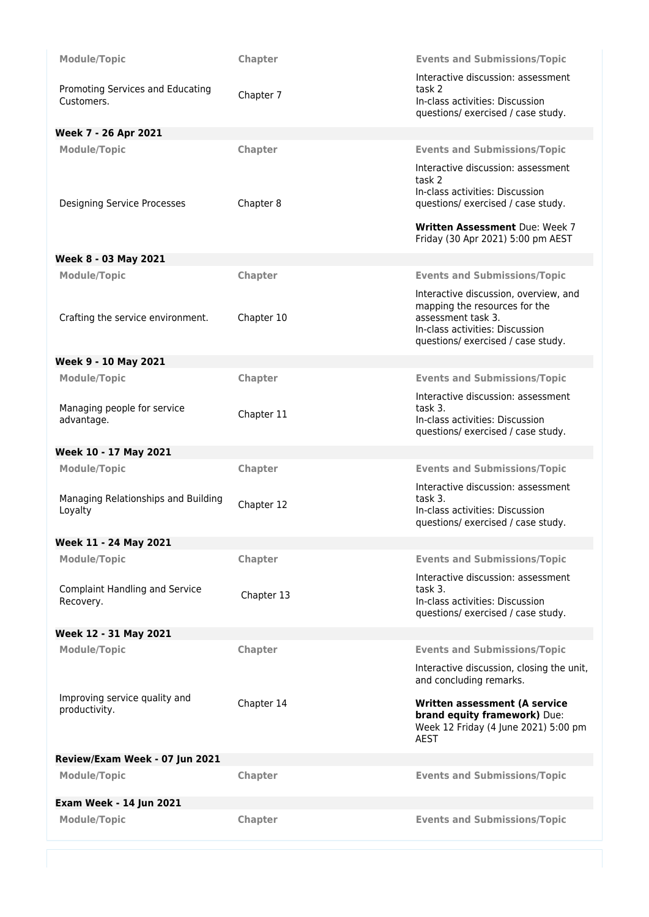| Module/Topic | Chapter | Events and Submissions/Topic |
| --- | --- | --- |
| Promoting Services and Educating Customers. | Chapter 7 | Interactive discussion: assessment task 2<br>In-class activities: Discussion questions/ exercised / case study. |

**Week 7 - 26 Apr 2021**

| Module/Topic | Chapter | Events and Submissions/Topic |
| --- | --- | --- |
| Designing Service Processes | Chapter 8 | Interactive discussion: assessment task 2<br>In-class activities: Discussion questions/ exercised / case study.<br><br>**Written Assessment** Due: Week 7 Friday (30 Apr 2021) 5:00 pm AEST |

**Week 8 - 03 May 2021**

| Module/Topic | Chapter | Events and Submissions/Topic |
| --- | --- | --- |
| Crafting the service environment. | Chapter 10 | Interactive discussion, overview, and mapping the resources for the assessment task 3.<br>In-class activities: Discussion questions/ exercised / case study. |

**Week 9 - 10 May 2021**

| Module/Topic | Chapter | Events and Submissions/Topic |
| --- | --- | --- |
| Managing people for service advantage. | Chapter 11 | Interactive discussion: assessment task 3.<br>In-class activities: Discussion questions/ exercised / case study. |

**Week 10 - 17 May 2021**

| Module/Topic | Chapter | Events and Submissions/Topic |
| --- | --- | --- |
| Managing Relationships and Building Loyalty | Chapter 12 | Interactive discussion: assessment task 3.<br>In-class activities: Discussion questions/ exercised / case study. |

**Week 11 - 24 May 2021**

| Module/Topic | Chapter | Events and Submissions/Topic |
| --- | --- | --- |
| Complaint Handling and Service Recovery. | Chapter 13 | Interactive discussion: assessment task 3.<br>In-class activities: Discussion questions/ exercised / case study. |

**Week 12 - 31 May 2021**

| Module/Topic | Chapter | Events and Submissions/Topic |
| --- | --- | --- |
| Improving service quality and productivity. | Chapter 14 | Interactive discussion, closing the unit, and concluding remarks.<br><br>**Written assessment (A service brand equity framework)** Due: Week 12 Friday (4 June 2021) 5:00 pm AEST |

**Review/Exam Week - 07 Jun 2021**

| Module/Topic | Chapter | Events and Submissions/Topic |
| --- | --- | --- |

**Exam Week - 14 Jun 2021**

| Module/Topic | Chapter | Events and Submissions/Topic |
| --- | --- | --- |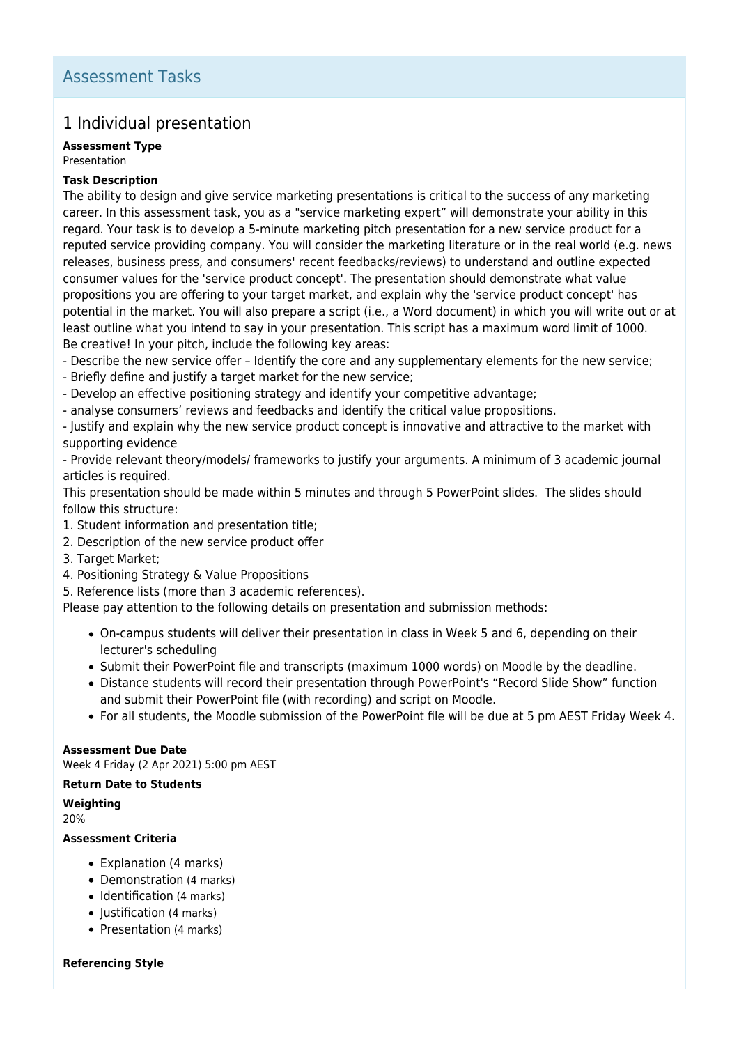## Assessment Tasks

### 1 Individual presentation

**Assessment Type**
Presentation

**Task Description**
The ability to design and give service marketing presentations is critical to the success of any marketing career. In this assessment task, you as a "service marketing expert" will demonstrate your ability in this regard. Your task is to develop a 5-minute marketing pitch presentation for a new service product for a reputed service providing company. You will consider the marketing literature or in the real world (e.g. news releases, business press, and consumers' recent feedbacks/reviews) to understand and outline expected consumer values for the 'service product concept'. The presentation should demonstrate what value propositions you are offering to your target market, and explain why the 'service product concept' has potential in the market. You will also prepare a script (i.e., a Word document) in which you will write out or at least outline what you intend to say in your presentation. This script has a maximum word limit of 1000.
Be creative! In your pitch, include the following key areas:
- Describe the new service offer – Identify the core and any supplementary elements for the new service;
- Briefly define and justify a target market for the new service;
- Develop an effective positioning strategy and identify your competitive advantage;
- analyse consumers' reviews and feedbacks and identify the critical value propositions.
- Justify and explain why the new service product concept is innovative and attractive to the market with supporting evidence
- Provide relevant theory/models/ frameworks to justify your arguments. A minimum of 3 academic journal articles is required.

This presentation should be made within 5 minutes and through 5 PowerPoint slides. The slides should follow this structure:
1. Student information and presentation title;
2. Description of the new service product offer
3. Target Market;
4. Positioning Strategy & Value Propositions
5. Reference lists (more than 3 academic references).

Please pay attention to the following details on presentation and submission methods:

- On-campus students will deliver their presentation in class in Week 5 and 6, depending on their lecturer's scheduling
- Submit their PowerPoint file and transcripts (maximum 1000 words) on Moodle by the deadline.
- Distance students will record their presentation through PowerPoint's "Record Slide Show" function and submit their PowerPoint file (with recording) and script on Moodle.
- For all students, the Moodle submission of the PowerPoint file will be due at 5 pm AEST Friday Week 4.

**Assessment Due Date**
Week 4 Friday (2 Apr 2021) 5:00 pm AEST

**Return Date to Students**

**Weighting**
20%

**Assessment Criteria**

- Explanation (4 marks)
- Demonstration (4 marks)
- Identification (4 marks)
- Justification (4 marks)
- Presentation (4 marks)

**Referencing Style**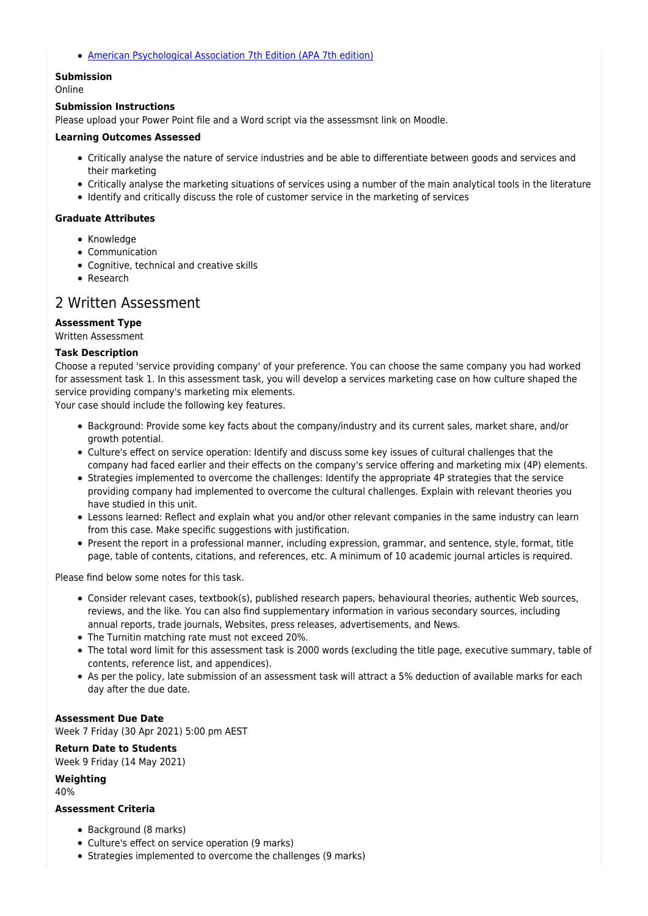- [American Psychological Association 7th Edition (APA 7th edition)]

**Submission**
Online

**Submission Instructions**
Please upload your Power Point file and a Word script via the assessmsnt link on Moodle.

**Learning Outcomes Assessed**

- Critically analyse the nature of service industries and be able to differentiate between goods and services and their marketing
- Critically analyse the marketing situations of services using a number of the main analytical tools in the literature
- Identify and critically discuss the role of customer service in the marketing of services

**Graduate Attributes**

- Knowledge
- Communication
- Cognitive, technical and creative skills
- Research

## 2 Written Assessment

**Assessment Type**
Written Assessment

**Task Description**
Choose a reputed 'service providing company' of your preference. You can choose the same company you had worked for assessment task 1. In this assessment task, you will develop a services marketing case on how culture shaped the service providing company's marketing mix elements.
Your case should include the following key features.

- Background: Provide some key facts about the company/industry and its current sales, market share, and/or growth potential.
- Culture's effect on service operation: Identify and discuss some key issues of cultural challenges that the company had faced earlier and their effects on the company's service offering and marketing mix (4P) elements.
- Strategies implemented to overcome the challenges: Identify the appropriate 4P strategies that the service providing company had implemented to overcome the cultural challenges. Explain with relevant theories you have studied in this unit.
- Lessons learned: Reflect and explain what you and/or other relevant companies in the same industry can learn from this case. Make specific suggestions with justification.
- Present the report in a professional manner, including expression, grammar, and sentence, style, format, title page, table of contents, citations, and references, etc. A minimum of 10 academic journal articles is required.

Please find below some notes for this task.

- Consider relevant cases, textbook(s), published research papers, behavioural theories, authentic Web sources, reviews, and the like. You can also find supplementary information in various secondary sources, including annual reports, trade journals, Websites, press releases, advertisements, and News.
- The Turnitin matching rate must not exceed 20%.
- The total word limit for this assessment task is 2000 words (excluding the title page, executive summary, table of contents, reference list, and appendices).
- As per the policy, late submission of an assessment task will attract a 5% deduction of available marks for each day after the due date.

**Assessment Due Date**
Week 7 Friday (30 Apr 2021) 5:00 pm AEST

**Return Date to Students**
Week 9 Friday (14 May 2021)

**Weighting**
40%

**Assessment Criteria**

- Background (8 marks)
- Culture's effect on service operation (9 marks)
- Strategies implemented to overcome the challenges (9 marks)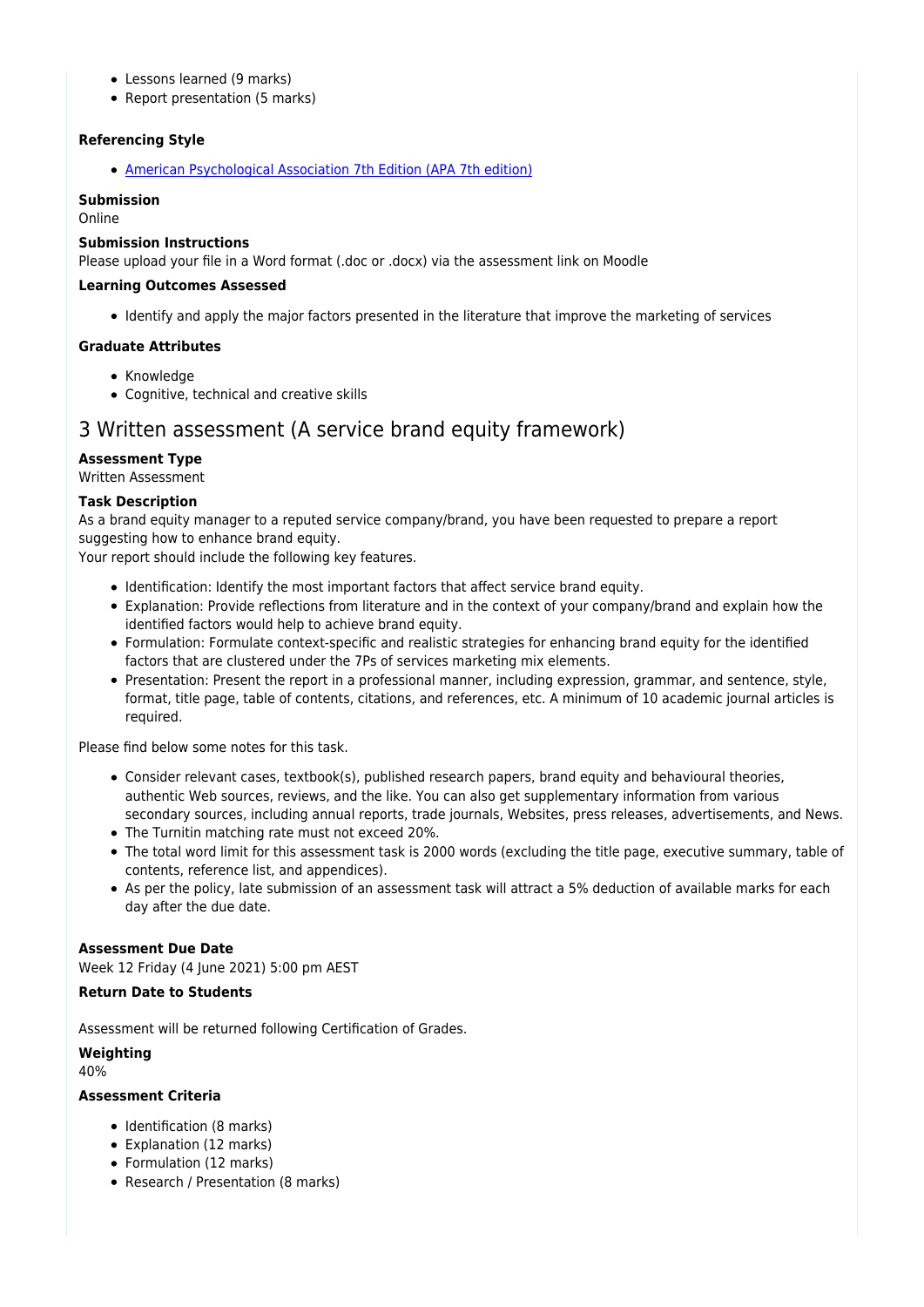- Lessons learned (9 marks)
- Report presentation (5 marks)

**Referencing Style**

- [American Psychological Association 7th Edition (APA 7th edition)]

**Submission**

Online

**Submission Instructions**

Please upload your file in a Word format (.doc or .docx) via the assessment link on Moodle

**Learning Outcomes Assessed**

- Identify and apply the major factors presented in the literature that improve the marketing of services

**Graduate Attributes**

- Knowledge
- Cognitive, technical and creative skills

## 3 Written assessment (A service brand equity framework)

**Assessment Type**

Written Assessment

**Task Description**

As a brand equity manager to a reputed service company/brand, you have been requested to prepare a report suggesting how to enhance brand equity.
Your report should include the following key features.

- Identification: Identify the most important factors that affect service brand equity.
- Explanation: Provide reflections from literature and in the context of your company/brand and explain how the identified factors would help to achieve brand equity.
- Formulation: Formulate context-specific and realistic strategies for enhancing brand equity for the identified factors that are clustered under the 7Ps of services marketing mix elements.
- Presentation: Present the report in a professional manner, including expression, grammar, and sentence, style, format, title page, table of contents, citations, and references, etc. A minimum of 10 academic journal articles is required.

Please find below some notes for this task.

- Consider relevant cases, textbook(s), published research papers, brand equity and behavioural theories, authentic Web sources, reviews, and the like. You can also get supplementary information from various secondary sources, including annual reports, trade journals, Websites, press releases, advertisements, and News.
- The Turnitin matching rate must not exceed 20%.
- The total word limit for this assessment task is 2000 words (excluding the title page, executive summary, table of contents, reference list, and appendices).
- As per the policy, late submission of an assessment task will attract a 5% deduction of available marks for each day after the due date.

**Assessment Due Date**

Week 12 Friday (4 June 2021) 5:00 pm AEST

**Return Date to Students**

Assessment will be returned following Certification of Grades.

**Weighting**

40%

**Assessment Criteria**

- Identification (8 marks)
- Explanation (12 marks)
- Formulation (12 marks)
- Research / Presentation (8 marks)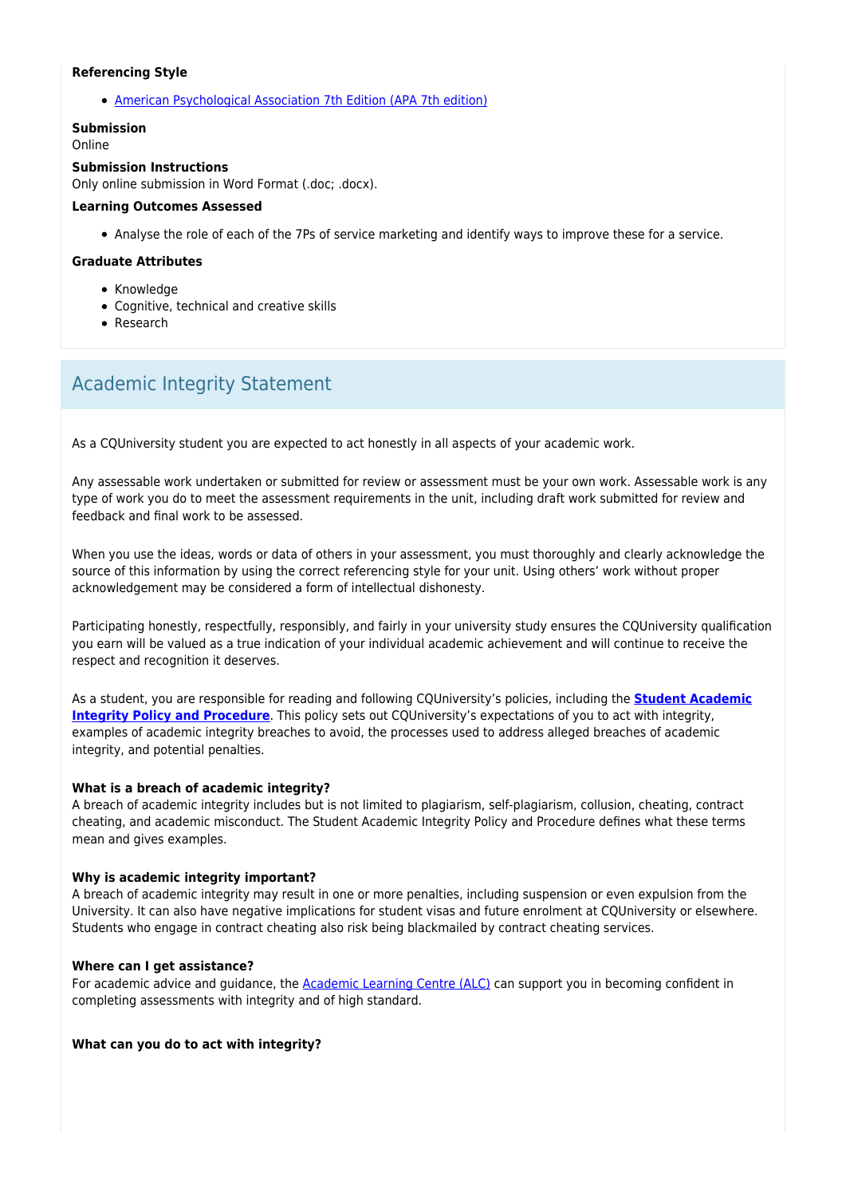**Referencing Style**

- [American Psychological Association 7th Edition (APA 7th edition)]

**Submission**
Online

**Submission Instructions**
Only online submission in Word Format (.doc; .docx).

**Learning Outcomes Assessed**

- Analyse the role of each of the 7Ps of service marketing and identify ways to improve these for a service.

**Graduate Attributes**

- Knowledge
- Cognitive, technical and creative skills
- Research

## Academic Integrity Statement

As a CQUniversity student you are expected to act honestly in all aspects of your academic work.

Any assessable work undertaken or submitted for review or assessment must be your own work. Assessable work is any type of work you do to meet the assessment requirements in the unit, including draft work submitted for review and feedback and final work to be assessed.

When you use the ideas, words or data of others in your assessment, you must thoroughly and clearly acknowledge the source of this information by using the correct referencing style for your unit. Using others' work without proper acknowledgement may be considered a form of intellectual dishonesty.

Participating honestly, respectfully, responsibly, and fairly in your university study ensures the CQUniversity qualification you earn will be valued as a true indication of your individual academic achievement and will continue to receive the respect and recognition it deserves.

As a student, you are responsible for reading and following CQUniversity's policies, including the **Student Academic Integrity Policy and Procedure**. This policy sets out CQUniversity's expectations of you to act with integrity, examples of academic integrity breaches to avoid, the processes used to address alleged breaches of academic integrity, and potential penalties.

**What is a breach of academic integrity?**
A breach of academic integrity includes but is not limited to plagiarism, self-plagiarism, collusion, cheating, contract cheating, and academic misconduct. The Student Academic Integrity Policy and Procedure defines what these terms mean and gives examples.

**Why is academic integrity important?**
A breach of academic integrity may result in one or more penalties, including suspension or even expulsion from the University. It can also have negative implications for student visas and future enrolment at CQUniversity or elsewhere. Students who engage in contract cheating also risk being blackmailed by contract cheating services.

**Where can I get assistance?**
For academic advice and guidance, the Academic Learning Centre (ALC) can support you in becoming confident in completing assessments with integrity and of high standard.

**What can you do to act with integrity?**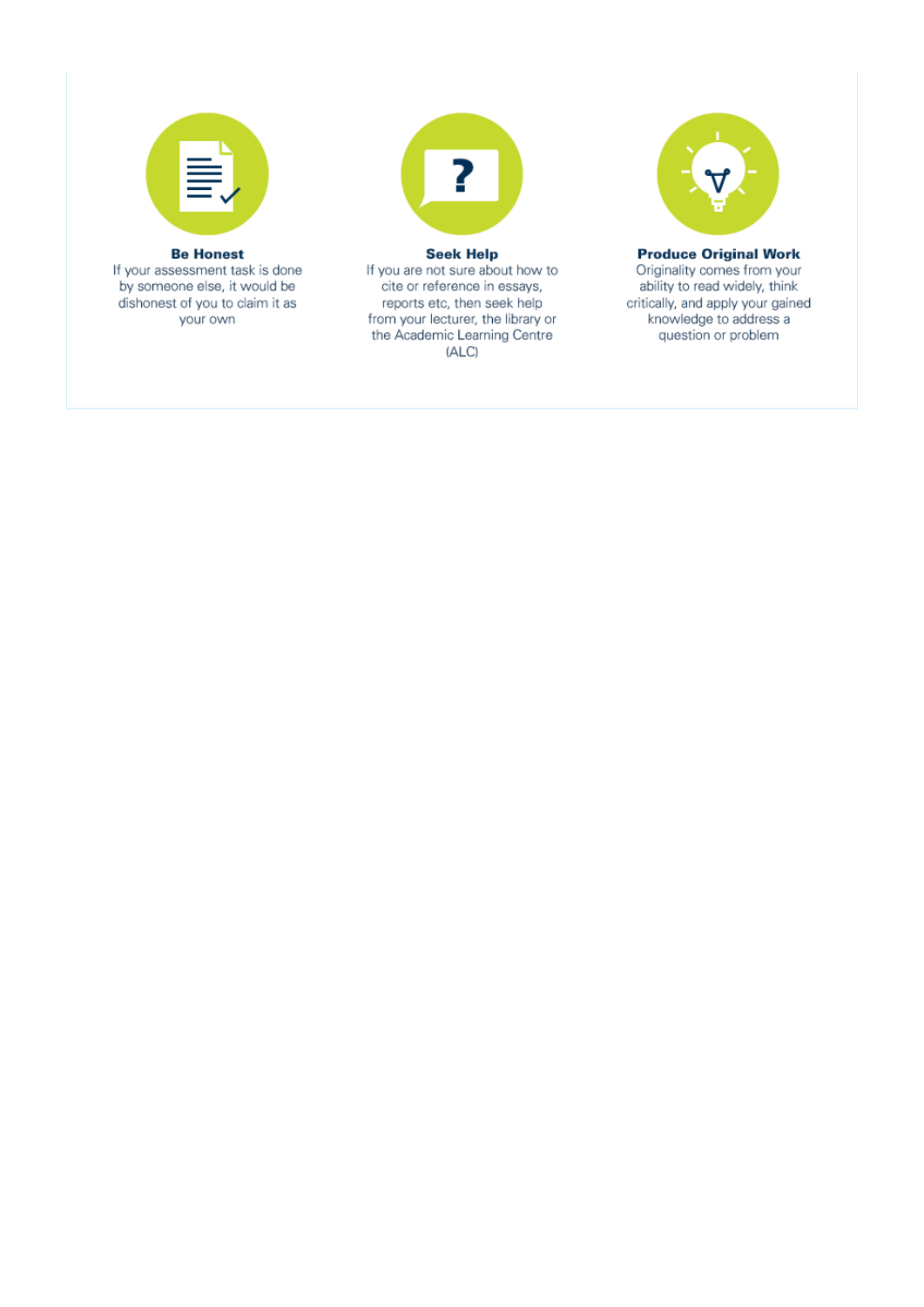**Be Honest**
If your assessment task is done by someone else, it would be dishonest of you to claim it as your own

**Seek Help**
If you are not sure about how to cite or reference in essays, reports etc, then seek help from your lecturer, the library or the Academic Learning Centre (ALC)

**Produce Original Work**
Originality comes from your ability to read widely, think critically, and apply your gained knowledge to address a question or problem